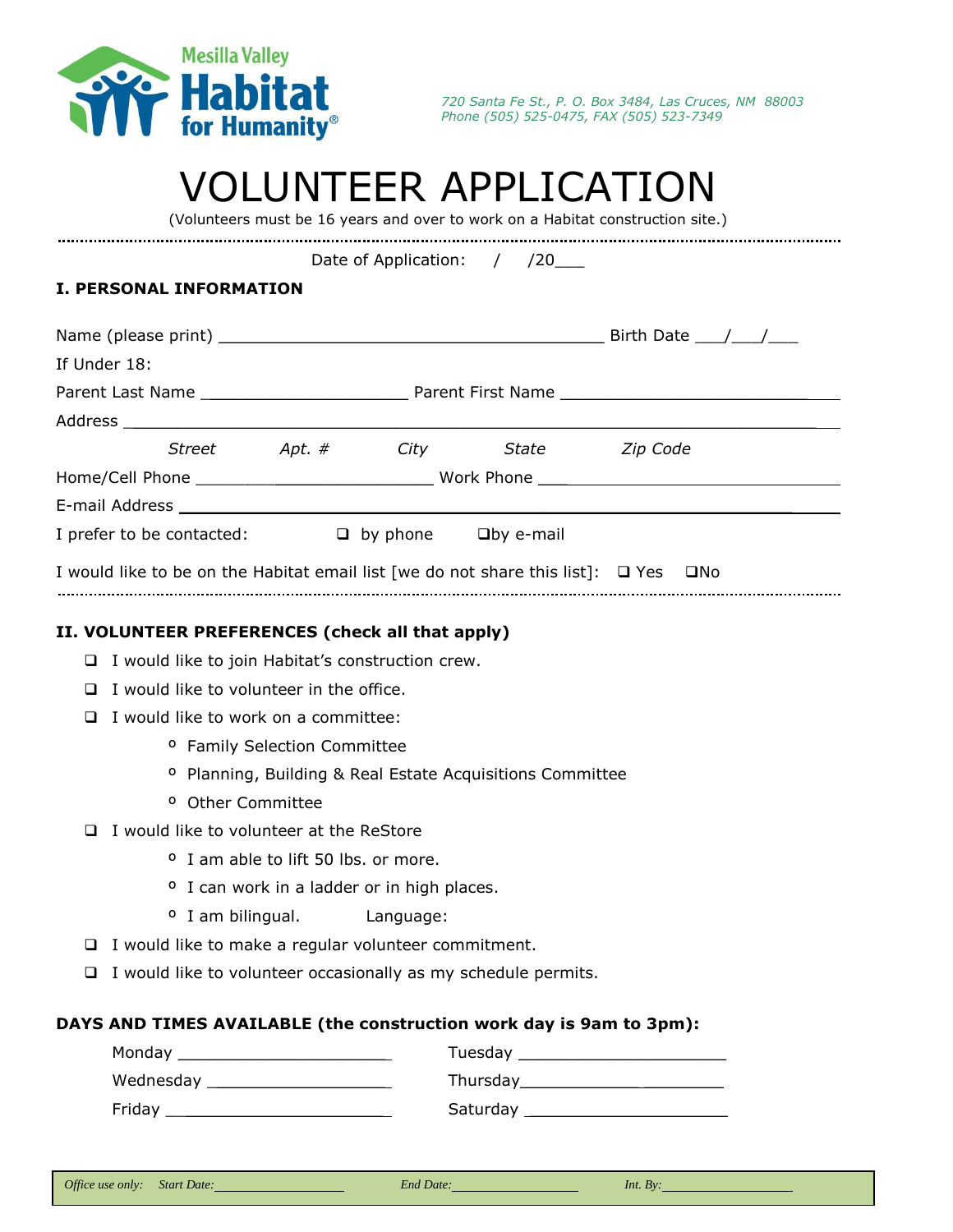Mesilla Valley Habitat for Humanity®

*720 Santa Fe St., P. O. Box 3484, Las Cruces, NM 88003*
*Phone (505) 525-0475, FAX (505) 523-7349*

# VOLUNTEER APPLICATION

(Volunteers must be 16 years and over to work on a Habitat construction site.)

Date of Application: / /20___

## I. PERSONAL INFORMATION

Name (please print) ________________________________________ Birth Date ___/___/___

If Under 18:

Parent Last Name ______________________ Parent First Name ______________________________

Address ________________________________________________________________________

*Street* *Apt. #* *City* *State* *Zip Code*

Home/Cell Phone __________________________ Work Phone _________________________________

E-mail Address _________________________________________________________________

I prefer to be contacted: ❑ by phone ❑ by e-mail

I would like to be on the Habitat email list [we do not share this list]: ❑ Yes ❑ No

## II. VOLUNTEER PREFERENCES (check all that apply)

- ❑ I would like to join Habitat's construction crew.
- ❑ I would like to volunteer in the office.
- ❑ I would like to work on a committee:
  - Family Selection Committee
  - Planning, Building & Real Estate Acquisitions Committee
  - Other Committee
- ❑ I would like to volunteer at the ReStore
  - I am able to lift 50 lbs. or more.
  - I can work in a ladder or in high places.
  - I am bilingual. Language:
- ❑ I would like to make a regular volunteer commitment.
- ❑ I would like to volunteer occasionally as my schedule permits.

### DAYS AND TIMES AVAILABLE (the construction work day is 9am to 3pm):

Monday ______________________ Tuesday ______________________

Wednesday ___________________ Thursday _____________________

Friday ________________________ Saturday _____________________

*Office use only: Start Date:* ________________ *End Date:* ________________ *Int. By:* ________________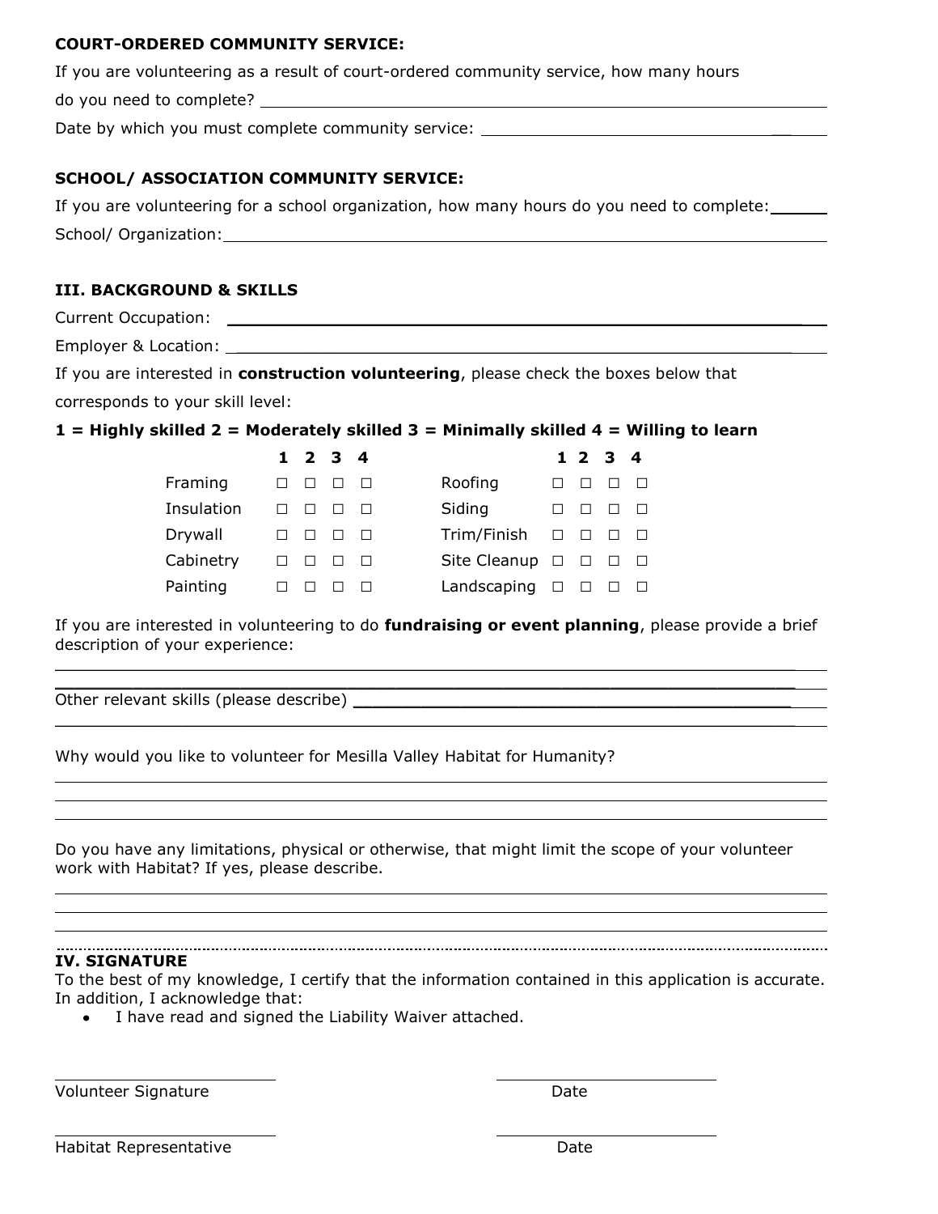**COURT-ORDERED COMMUNITY SERVICE:**

If you are volunteering as a result of court-ordered community service, how many hours do you need to complete? ______________________________

Date by which you must complete community service: ______________________________

**SCHOOL/ ASSOCIATION COMMUNITY SERVICE:**

If you are volunteering for a school organization, how many hours do you need to complete: ______

School/ Organization: ______________________________

### III. BACKGROUND & SKILLS

Current Occupation: ______________________________

Employer & Location: ______________________________

If you are interested in **construction volunteering**, please check the boxes below that corresponds to your skill level:

**1 = Highly skilled 2 = Moderately skilled 3 = Minimally skilled 4 = Willing to learn**

| | 1 | 2 | 3 | 4 | | 1 | 2 | 3 | 4 |
|---|---|---|---|---|---|---|---|---|---|
| Framing | ☐ | ☐ | ☐ | ☐ | Roofing | ☐ | ☐ | ☐ | ☐ |
| Insulation | ☐ | ☐ | ☐ | ☐ | Siding | ☐ | ☐ | ☐ | ☐ |
| Drywall | ☐ | ☐ | ☐ | ☐ | Trim/Finish | ☐ | ☐ | ☐ | ☐ |
| Cabinetry | ☐ | ☐ | ☐ | ☐ | Site Cleanup | ☐ | ☐ | ☐ | ☐ |
| Painting | ☐ | ☐ | ☐ | ☐ | Landscaping | ☐ | ☐ | ☐ | ☐ |

If you are interested in volunteering to do **fundraising or event planning**, please provide a brief description of your experience:

______________________________

______________________________

Other relevant skills (please describe) ______________________________

______________________________

Why would you like to volunteer for Mesilla Valley Habitat for Humanity?

______________________________

______________________________

______________________________

Do you have any limitations, physical or otherwise, that might limit the scope of your volunteer work with Habitat? If yes, please describe.

______________________________

______________________________

______________________________

### IV. SIGNATURE

To the best of my knowledge, I certify that the information contained in this application is accurate. In addition, I acknowledge that:

- I have read and signed the Liability Waiver attached.

______________________ ______________________

Volunteer Signature Date

______________________ ______________________

Habitat Representative Date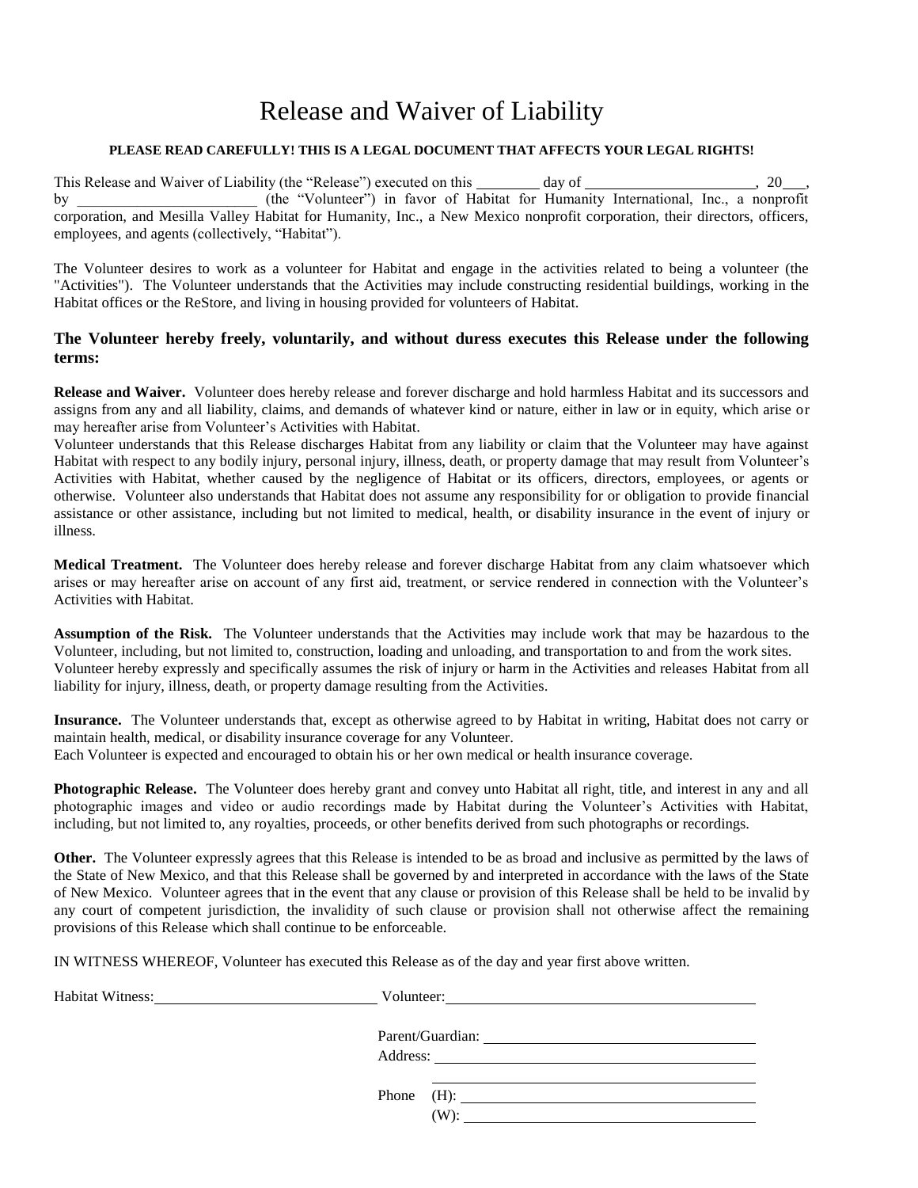# Release and Waiver of Liability

**PLEASE READ CAREFULLY! THIS IS A LEGAL DOCUMENT THAT AFFECTS YOUR LEGAL RIGHTS!**

This Release and Waiver of Liability (the "Release") executed on this ________ day of ______________________, 20___, by ________________________ (the "Volunteer") in favor of Habitat for Humanity International, Inc., a nonprofit corporation, and Mesilla Valley Habitat for Humanity, Inc., a New Mexico nonprofit corporation, their directors, officers, employees, and agents (collectively, "Habitat").

The Volunteer desires to work as a volunteer for Habitat and engage in the activities related to being a volunteer (the "Activities"). The Volunteer understands that the Activities may include constructing residential buildings, working in the Habitat offices or the ReStore, and living in housing provided for volunteers of Habitat.

### The Volunteer hereby freely, voluntarily, and without duress executes this Release under the following terms:

**Release and Waiver.** Volunteer does hereby release and forever discharge and hold harmless Habitat and its successors and assigns from any and all liability, claims, and demands of whatever kind or nature, either in law or in equity, which arise or may hereafter arise from Volunteer's Activities with Habitat.
Volunteer understands that this Release discharges Habitat from any liability or claim that the Volunteer may have against Habitat with respect to any bodily injury, personal injury, illness, death, or property damage that may result from Volunteer's Activities with Habitat, whether caused by the negligence of Habitat or its officers, directors, employees, or agents or otherwise. Volunteer also understands that Habitat does not assume any responsibility for or obligation to provide financial assistance or other assistance, including but not limited to medical, health, or disability insurance in the event of injury or illness.

**Medical Treatment.** The Volunteer does hereby release and forever discharge Habitat from any claim whatsoever which arises or may hereafter arise on account of any first aid, treatment, or service rendered in connection with the Volunteer's Activities with Habitat.

**Assumption of the Risk.** The Volunteer understands that the Activities may include work that may be hazardous to the Volunteer, including, but not limited to, construction, loading and unloading, and transportation to and from the work sites. Volunteer hereby expressly and specifically assumes the risk of injury or harm in the Activities and releases Habitat from all liability for injury, illness, death, or property damage resulting from the Activities.

**Insurance.** The Volunteer understands that, except as otherwise agreed to by Habitat in writing, Habitat does not carry or maintain health, medical, or disability insurance coverage for any Volunteer.
Each Volunteer is expected and encouraged to obtain his or her own medical or health insurance coverage.

**Photographic Release.** The Volunteer does hereby grant and convey unto Habitat all right, title, and interest in any and all photographic images and video or audio recordings made by Habitat during the Volunteer's Activities with Habitat, including, but not limited to, any royalties, proceeds, or other benefits derived from such photographs or recordings.

**Other.** The Volunteer expressly agrees that this Release is intended to be as broad and inclusive as permitted by the laws of the State of New Mexico, and that this Release shall be governed by and interpreted in accordance with the laws of the State of New Mexico. Volunteer agrees that in the event that any clause or provision of this Release shall be held to be invalid by any court of competent jurisdiction, the invalidity of such clause or provision shall not otherwise affect the remaining provisions of this Release which shall continue to be enforceable.

IN WITNESS WHEREOF, Volunteer has executed this Release as of the day and year first above written.

Habitat Witness: ____________________________ Volunteer: ________________________________________

Parent/Guardian: ____________________________________

Address: ____________________________________________

_____________________________________________________

Phone (H): __________________________________________

(W): _______________________________________________